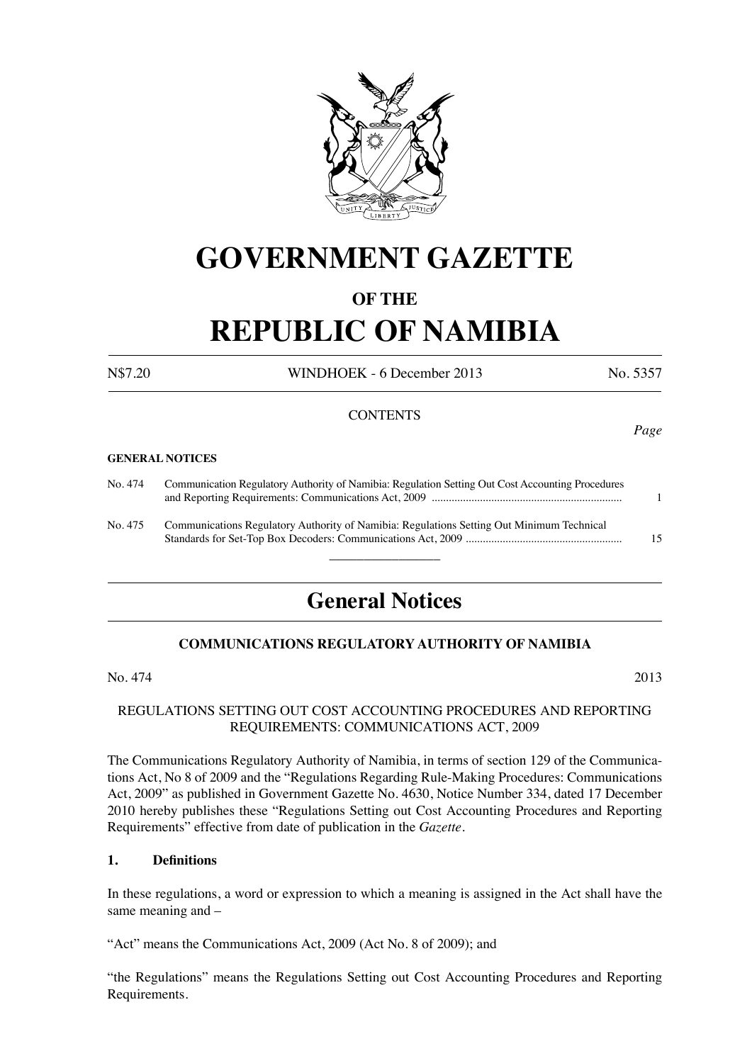# GOVERNMENT GAZETTE

## OF THE

# REPUBLIC OF NAMIBIA

N$7.20 WINDHOEK - 6 December 2013 No. 5357

CONTENTS

*Page*

**GENERAL NOTICES**

| | | |
|---|---|---|
| No. 474 | Communication Regulatory Authority of Namibia: Regulation Setting Out Cost Accounting Procedures and Reporting Requirements: Communications Act, 2009 | 1 |
| No. 475 | Communications Regulatory Authority of Namibia: Regulations Setting Out Minimum Technical Standards for Set-Top Box Decoders: Communications Act, 2009 | 15 |

---

## General Notices

### COMMUNICATIONS REGULATORY AUTHORITY OF NAMIBIA

No. 474 2013

REGULATIONS SETTING OUT COST ACCOUNTING PROCEDURES AND REPORTING REQUIREMENTS: COMMUNICATIONS ACT, 2009

The Communications Regulatory Authority of Namibia, in terms of section 129 of the Communications Act, No 8 of 2009 and the "Regulations Regarding Rule-Making Procedures: Communications Act, 2009" as published in Government Gazette No. 4630, Notice Number 334, dated 17 December 2010 hereby publishes these "Regulations Setting out Cost Accounting Procedures and Reporting Requirements" effective from date of publication in the *Gazette*.

**1. Definitions**

In these regulations, a word or expression to which a meaning is assigned in the Act shall have the same meaning and –

"Act" means the Communications Act, 2009 (Act No. 8 of 2009); and

"the Regulations" means the Regulations Setting out Cost Accounting Procedures and Reporting Requirements.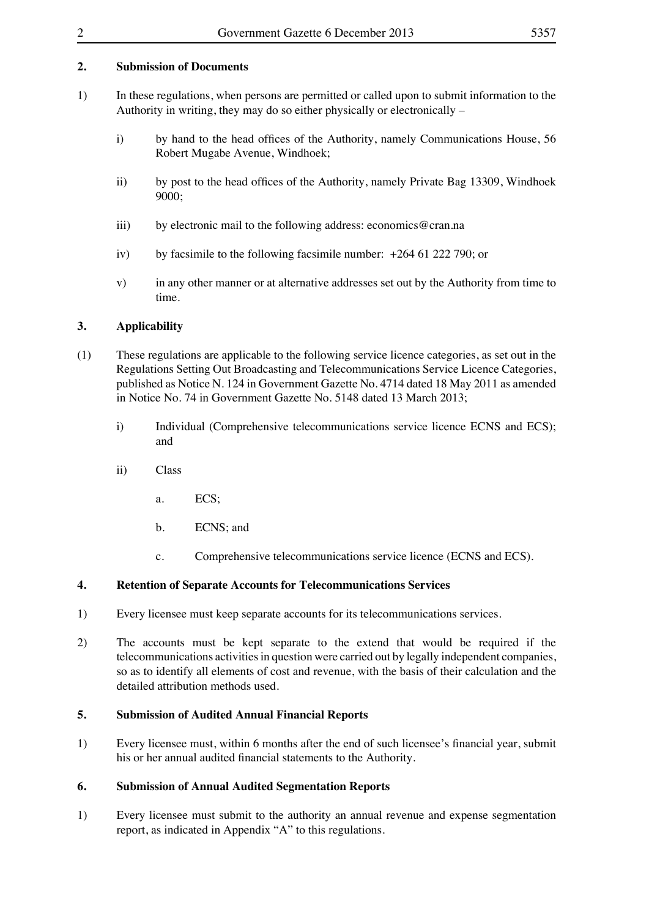## 2. Submission of Documents

1) In these regulations, when persons are permitted or called upon to submit information to the Authority in writing, they may do so either physically or electronically –

   i) by hand to the head offices of the Authority, namely Communications House, 56 Robert Mugabe Avenue, Windhoek;

   ii) by post to the head offices of the Authority, namely Private Bag 13309, Windhoek 9000;

   iii) by electronic mail to the following address: economics@cran.na

   iv) by facsimile to the following facsimile number: +264 61 222 790; or

   v) in any other manner or at alternative addresses set out by the Authority from time to time.

## 3. Applicability

(1) These regulations are applicable to the following service licence categories, as set out in the Regulations Setting Out Broadcasting and Telecommunications Service Licence Categories, published as Notice N. 124 in Government Gazette No. 4714 dated 18 May 2011 as amended in Notice No. 74 in Government Gazette No. 5148 dated 13 March 2013;

   i) Individual (Comprehensive telecommunications service licence ECNS and ECS); and

   ii) Class

      a. ECS;

      b. ECNS; and

      c. Comprehensive telecommunications service licence (ECNS and ECS).

## 4. Retention of Separate Accounts for Telecommunications Services

1) Every licensee must keep separate accounts for its telecommunications services.

2) The accounts must be kept separate to the extend that would be required if the telecommunications activities in question were carried out by legally independent companies, so as to identify all elements of cost and revenue, with the basis of their calculation and the detailed attribution methods used.

## 5. Submission of Audited Annual Financial Reports

1) Every licensee must, within 6 months after the end of such licensee's financial year, submit his or her annual audited financial statements to the Authority.

## 6. Submission of Annual Audited Segmentation Reports

1) Every licensee must submit to the authority an annual revenue and expense segmentation report, as indicated in Appendix "A" to this regulations.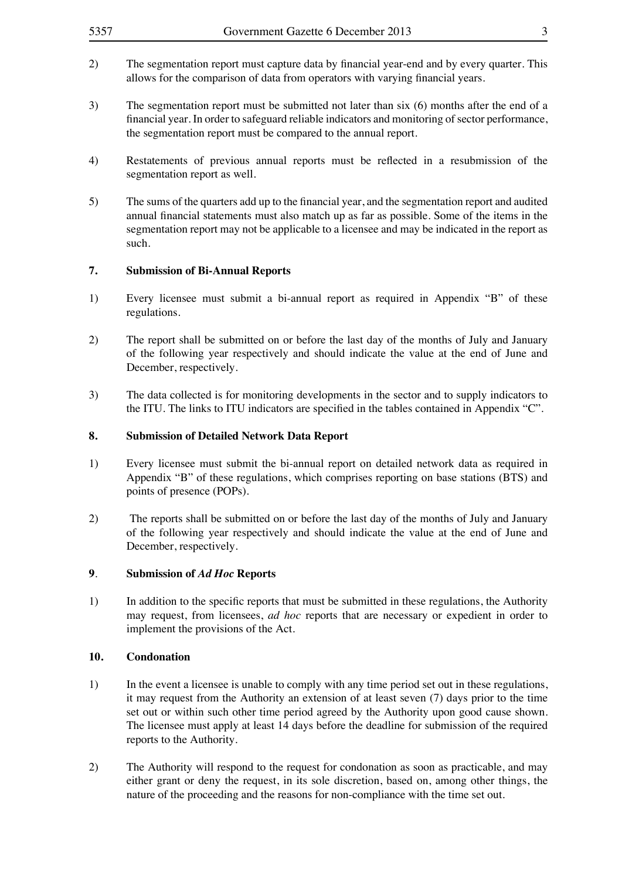2) The segmentation report must capture data by financial year-end and by every quarter. This allows for the comparison of data from operators with varying financial years.

3) The segmentation report must be submitted not later than six (6) months after the end of a financial year. In order to safeguard reliable indicators and monitoring of sector performance, the segmentation report must be compared to the annual report.

4) Restatements of previous annual reports must be reflected in a resubmission of the segmentation report as well.

5) The sums of the quarters add up to the financial year, and the segmentation report and audited annual financial statements must also match up as far as possible. Some of the items in the segmentation report may not be applicable to a licensee and may be indicated in the report as such.

### 7. Submission of Bi-Annual Reports

1) Every licensee must submit a bi-annual report as required in Appendix "B" of these regulations.

2) The report shall be submitted on or before the last day of the months of July and January of the following year respectively and should indicate the value at the end of June and December, respectively.

3) The data collected is for monitoring developments in the sector and to supply indicators to the ITU. The links to ITU indicators are specified in the tables contained in Appendix "C".

### 8. Submission of Detailed Network Data Report

1) Every licensee must submit the bi-annual report on detailed network data as required in Appendix "B" of these regulations, which comprises reporting on base stations (BTS) and points of presence (POPs).

2) The reports shall be submitted on or before the last day of the months of July and January of the following year respectively and should indicate the value at the end of June and December, respectively.

### 9. Submission of *Ad Hoc* Reports

1) In addition to the specific reports that must be submitted in these regulations, the Authority may request, from licensees, *ad hoc* reports that are necessary or expedient in order to implement the provisions of the Act.

### 10. Condonation

1) In the event a licensee is unable to comply with any time period set out in these regulations, it may request from the Authority an extension of at least seven (7) days prior to the time set out or within such other time period agreed by the Authority upon good cause shown. The licensee must apply at least 14 days before the deadline for submission of the required reports to the Authority.

2) The Authority will respond to the request for condonation as soon as practicable, and may either grant or deny the request, in its sole discretion, based on, among other things, the nature of the proceeding and the reasons for non-compliance with the time set out.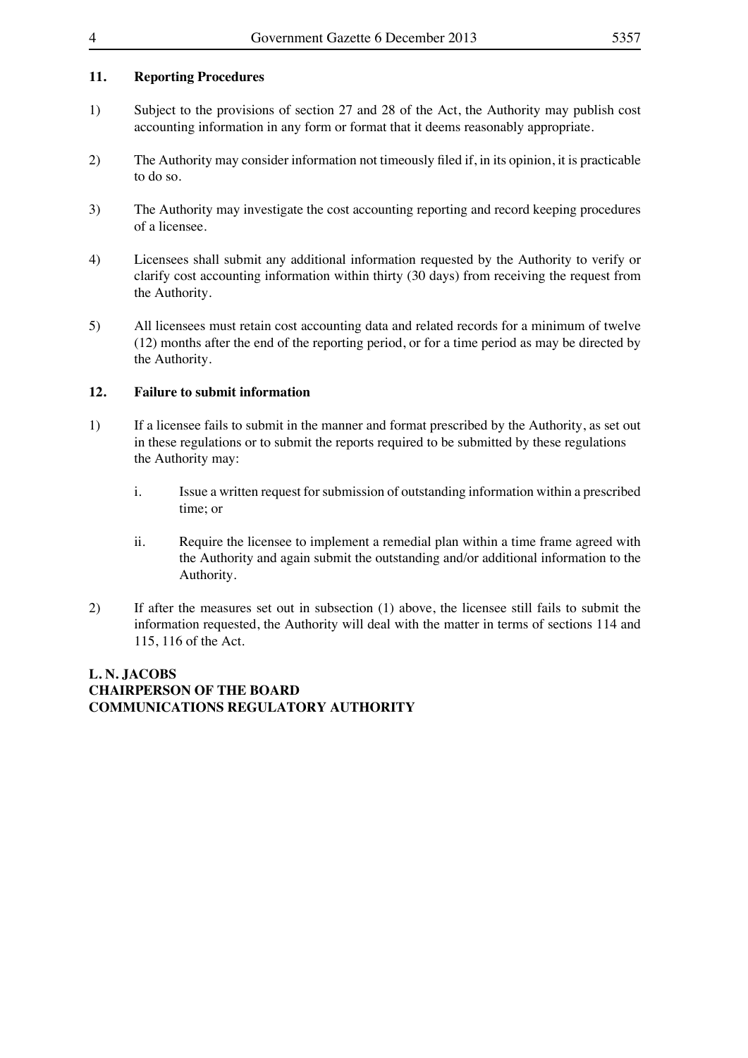## 11. Reporting Procedures

1) Subject to the provisions of section 27 and 28 of the Act, the Authority may publish cost accounting information in any form or format that it deems reasonably appropriate.

2) The Authority may consider information not timeously filed if, in its opinion, it is practicable to do so.

3) The Authority may investigate the cost accounting reporting and record keeping procedures of a licensee.

4) Licensees shall submit any additional information requested by the Authority to verify or clarify cost accounting information within thirty (30 days) from receiving the request from the Authority.

5) All licensees must retain cost accounting data and related records for a minimum of twelve (12) months after the end of the reporting period, or for a time period as may be directed by the Authority.

## 12. Failure to submit information

1) If a licensee fails to submit in the manner and format prescribed by the Authority, as set out in these regulations or to submit the reports required to be submitted by these regulations the Authority may:

   i. Issue a written request for submission of outstanding information within a prescribed time; or

   ii. Require the licensee to implement a remedial plan within a time frame agreed with the Authority and again submit the outstanding and/or additional information to the Authority.

2) If after the measures set out in subsection (1) above, the licensee still fails to submit the information requested, the Authority will deal with the matter in terms of sections 114 and 115, 116 of the Act.

**L. N. JACOBS**
**CHAIRPERSON OF THE BOARD**
**COMMUNICATIONS REGULATORY AUTHORITY**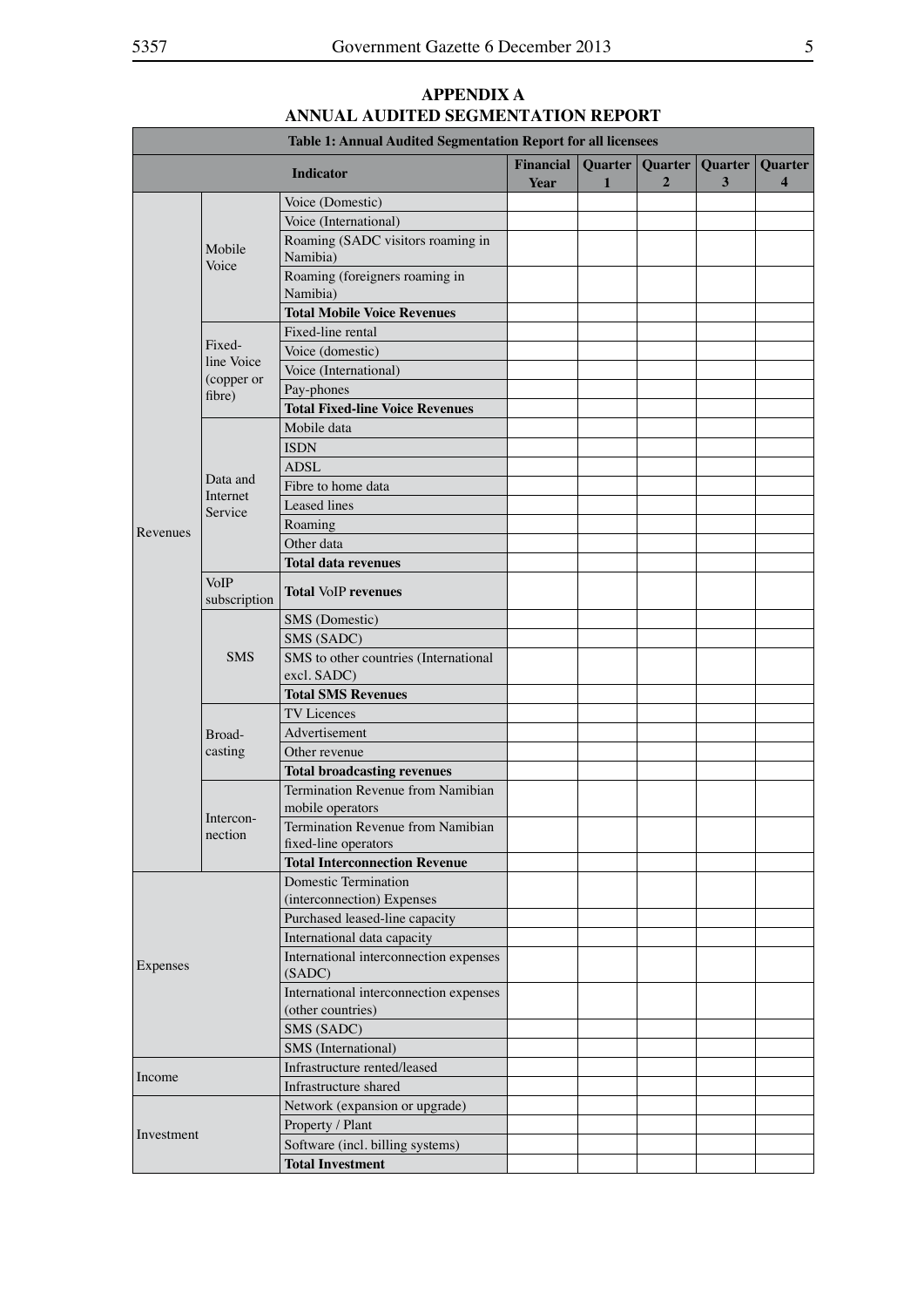## APPENDIX A
## ANNUAL AUDITED SEGMENTATION REPORT

| Table 1: Annual Audited Segmentation Report for all licensees | | | | | | | |
|---|---|---|---|---|---|---|---|
| **Indicator** | | | **Financial Year** | **Quarter 1** | **Quarter 2** | **Quarter 3** | **Quarter 4** |
| Revenues | Mobile Voice | Voice (Domestic) | | | | | |
| | | Voice (International) | | | | | |
| | | Roaming (SADC visitors roaming in Namibia) | | | | | |
| | | Roaming (foreigners roaming in Namibia) | | | | | |
| | | **Total Mobile Voice Revenues** | | | | | |
| | Fixed-line Voice (copper or fibre) | Fixed-line rental | | | | | |
| | | Voice (domestic) | | | | | |
| | | Voice (International) | | | | | |
| | | Pay-phones | | | | | |
| | | **Total Fixed-line Voice Revenues** | | | | | |
| | Data and Internet Service | Mobile data | | | | | |
| | | ISDN | | | | | |
| | | ADSL | | | | | |
| | | Fibre to home data | | | | | |
| | | Leased lines | | | | | |
| | | Roaming | | | | | |
| | | Other data | | | | | |
| | | **Total data revenues** | | | | | |
| | VoIP subscription | **Total** VoIP **revenues** | | | | | |
| | SMS | SMS (Domestic) | | | | | |
| | | SMS (SADC) | | | | | |
| | | SMS to other countries (International excl. SADC) | | | | | |
| | | **Total SMS Revenues** | | | | | |
| | Broad-casting | TV Licences | | | | | |
| | | Advertisement | | | | | |
| | | Other revenue | | | | | |
| | | **Total broadcasting revenues** | | | | | |
| | Intercon-nection | Termination Revenue from Namibian mobile operators | | | | | |
| | | Termination Revenue from Namibian fixed-line operators | | | | | |
| | | **Total Interconnection Revenue** | | | | | |
| Expenses | | Domestic Termination (interconnection) Expenses | | | | | |
| | | Purchased leased-line capacity | | | | | |
| | | International data capacity | | | | | |
| | | International interconnection expenses (SADC) | | | | | |
| | | International interconnection expenses (other countries) | | | | | |
| | | SMS (SADC) | | | | | |
| | | SMS (International) | | | | | |
| Income | | Infrastructure rented/leased | | | | | |
| | | Infrastructure shared | | | | | |
| Investment | | Network (expansion or upgrade) | | | | | |
| | | Property / Plant | | | | | |
| | | Software (incl. billing systems) | | | | | |
| | | **Total Investment** | | | | | |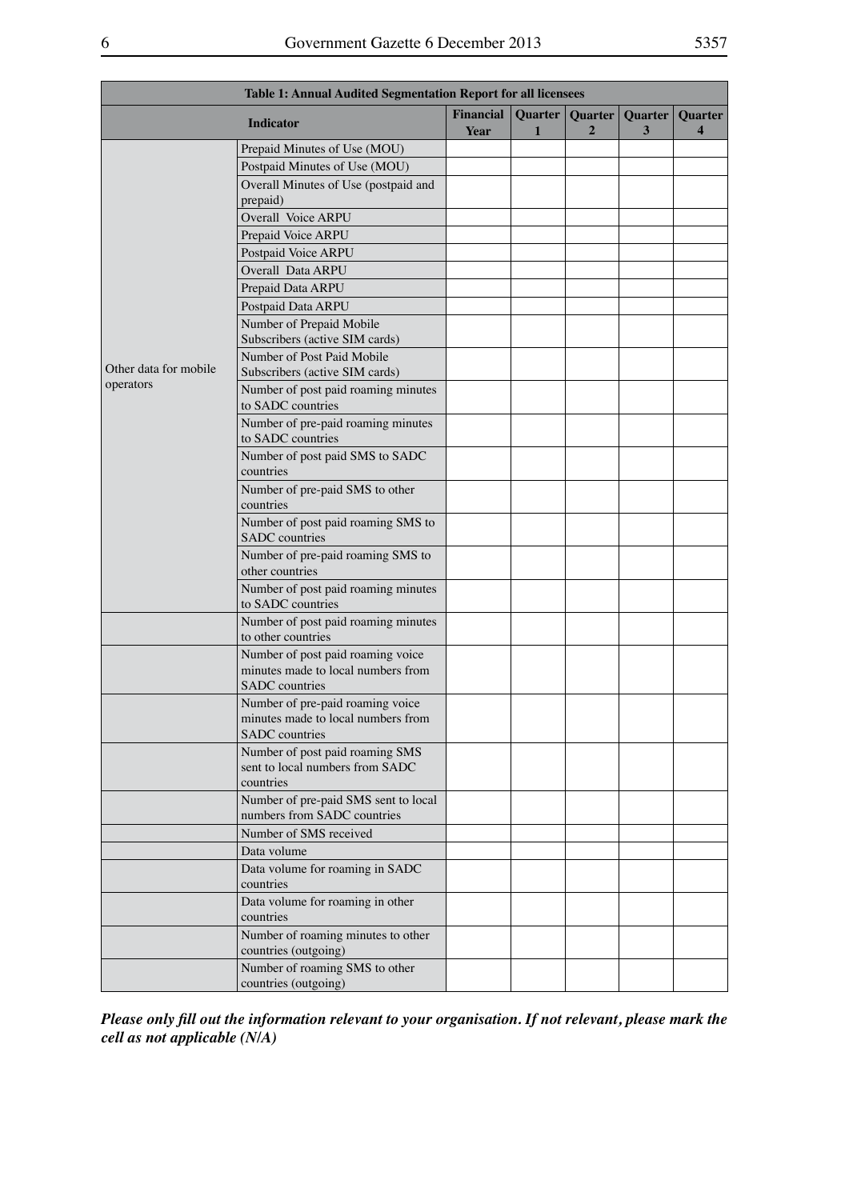| Table 1: Annual Audited Segmentation Report for all licensees | | | | | | |
|---|---|---|---|---|---|---|
| **Indicator** | | **Financial Year** | **Quarter 1** | **Quarter 2** | **Quarter 3** | **Quarter 4** |
| Other data for mobile operators | Prepaid Minutes of Use (MOU) | | | | | |
| | Postpaid Minutes of Use (MOU) | | | | | |
| | Overall Minutes of Use (postpaid and prepaid) | | | | | |
| | Overall Voice ARPU | | | | | |
| | Prepaid Voice ARPU | | | | | |
| | Postpaid Voice ARPU | | | | | |
| | Overall Data ARPU | | | | | |
| | Prepaid Data ARPU | | | | | |
| | Postpaid Data ARPU | | | | | |
| | Number of Prepaid Mobile Subscribers (active SIM cards) | | | | | |
| | Number of Post Paid Mobile Subscribers (active SIM cards) | | | | | |
| | Number of post paid roaming minutes to SADC countries | | | | | |
| | Number of pre-paid roaming minutes to SADC countries | | | | | |
| | Number of post paid SMS to SADC countries | | | | | |
| | Number of pre-paid SMS to other countries | | | | | |
| | Number of post paid roaming SMS to SADC countries | | | | | |
| | Number of pre-paid roaming SMS to other countries | | | | | |
| | Number of post paid roaming minutes to SADC countries | | | | | |
| | Number of post paid roaming minutes to other countries | | | | | |
| | Number of post paid roaming voice minutes made to local numbers from SADC countries | | | | | |
| | Number of pre-paid roaming voice minutes made to local numbers from SADC countries | | | | | |
| | Number of post paid roaming SMS sent to local numbers from SADC countries | | | | | |
| | Number of pre-paid SMS sent to local numbers from SADC countries | | | | | |
| | Number of SMS received | | | | | |
| | Data volume | | | | | |
| | Data volume for roaming in SADC countries | | | | | |
| | Data volume for roaming in other countries | | | | | |
| | Number of roaming minutes to other countries (outgoing) | | | | | |
| | Number of roaming SMS to other countries (outgoing) | | | | | |

***Please only fill out the information relevant to your organisation. If not relevant, please mark the cell as not applicable (N/A)***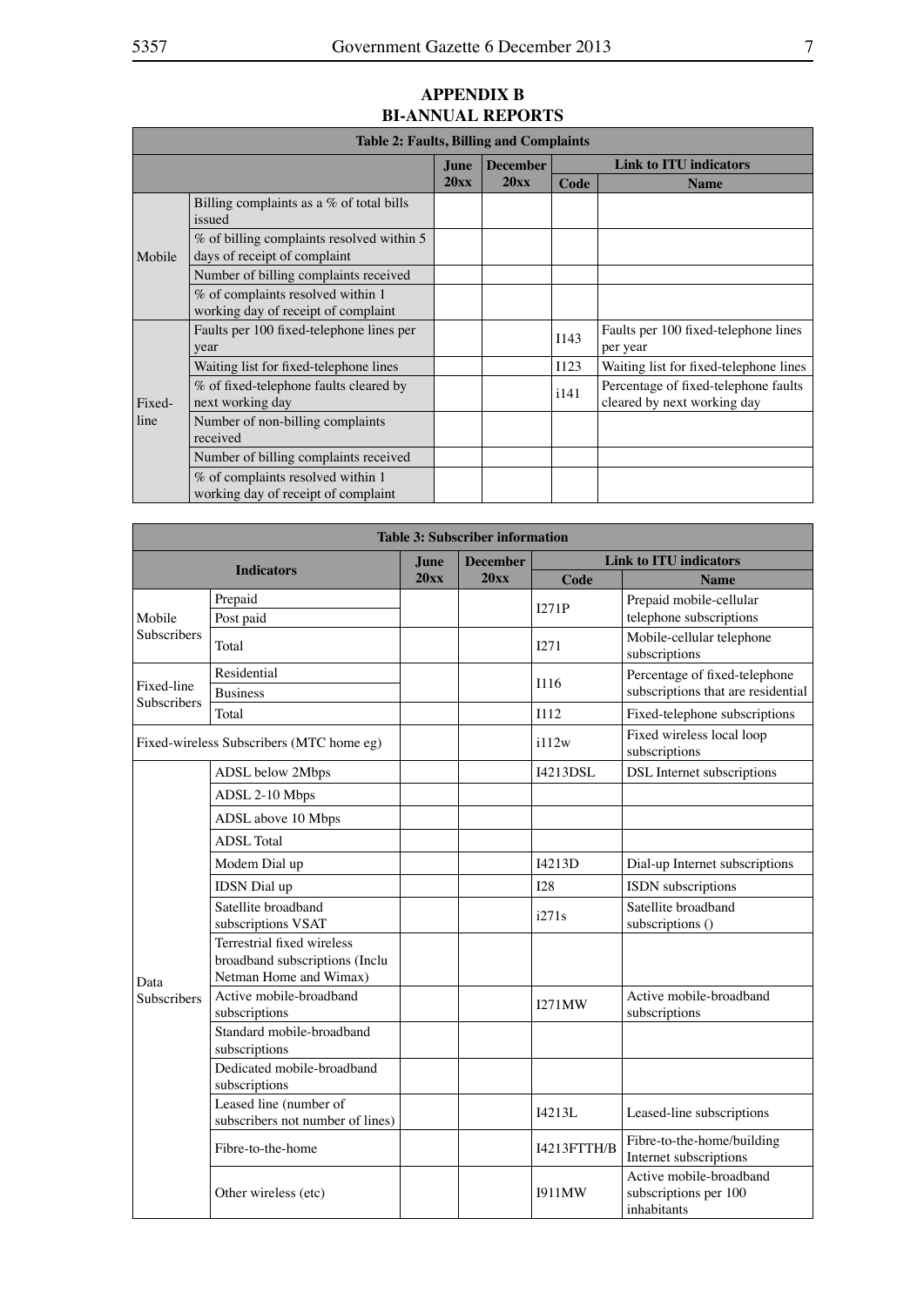## APPENDIX B
## BI-ANNUAL REPORTS

| Table 2: Faults, Billing and Complaints | | | | | |
|---|---|---|---|---|---|
| | | June 20xx | December 20xx | Link to ITU indicators | |
| | | | | Code | Name |
| Mobile | Billing complaints as a % of total bills issued | | | | |
| | % of billing complaints resolved within 5 days of receipt of complaint | | | | |
| | Number of billing complaints received | | | | |
| | % of complaints resolved within 1 working day of receipt of complaint | | | | |
| Fixed-line | Faults per 100 fixed-telephone lines per year | | | I143 | Faults per 100 fixed-telephone lines per year |
| | Waiting list for fixed-telephone lines | | | I123 | Waiting list for fixed-telephone lines |
| | % of fixed-telephone faults cleared by next working day | | | i141 | Percentage of fixed-telephone faults cleared by next working day |
| | Number of non-billing complaints received | | | | |
| | Number of billing complaints received | | | | |
| | % of complaints resolved within 1 working day of receipt of complaint | | | | |

| Table 3: Subscriber information | | | | | |
|---|---|---|---|---|---|
| Indicators | | June 20xx | December 20xx | Link to ITU indicators | |
| | | | | Code | Name |
| Mobile Subscribers | Prepaid | | | I271P | Prepaid mobile-cellular telephone subscriptions |
| | Post paid | | | | |
| | Total | | | I271 | Mobile-cellular telephone subscriptions |
| Fixed-line Subscribers | Residential | | | I116 | Percentage of fixed-telephone subscriptions that are residential |
| | Business | | | | |
| | Total | | | I112 | Fixed-telephone subscriptions |
| Fixed-wireless Subscribers (MTC home eg) | | | | i112w | Fixed wireless local loop subscriptions |
| Data Subscribers | ADSL below 2Mbps | | | I4213DSL | DSL Internet subscriptions |
| | ADSL 2-10 Mbps | | | | |
| | ADSL above 10 Mbps | | | | |
| | ADSL Total | | | | |
| | Modem Dial up | | | I4213D | Dial-up Internet subscriptions |
| | IDSN Dial up | | | I28 | ISDN subscriptions |
| | Satellite broadband subscriptions VSAT | | | i271s | Satellite broadband subscriptions () |
| | Terrestrial fixed wireless broadband subscriptions (Inclu Netman Home and Wimax) | | | | |
| | Active mobile-broadband subscriptions | | | I271MW | Active mobile-broadband subscriptions |
| | Standard mobile-broadband subscriptions | | | | |
| | Dedicated mobile-broadband subscriptions | | | | |
| | Leased line (number of subscribers not number of lines) | | | I4213L | Leased-line subscriptions |
| | Fibre-to-the-home | | | I4213FTTH/B | Fibre-to-the-home/building Internet subscriptions |
| | Other wireless (etc) | | | I911MW | Active mobile-broadband subscriptions per 100 inhabitants |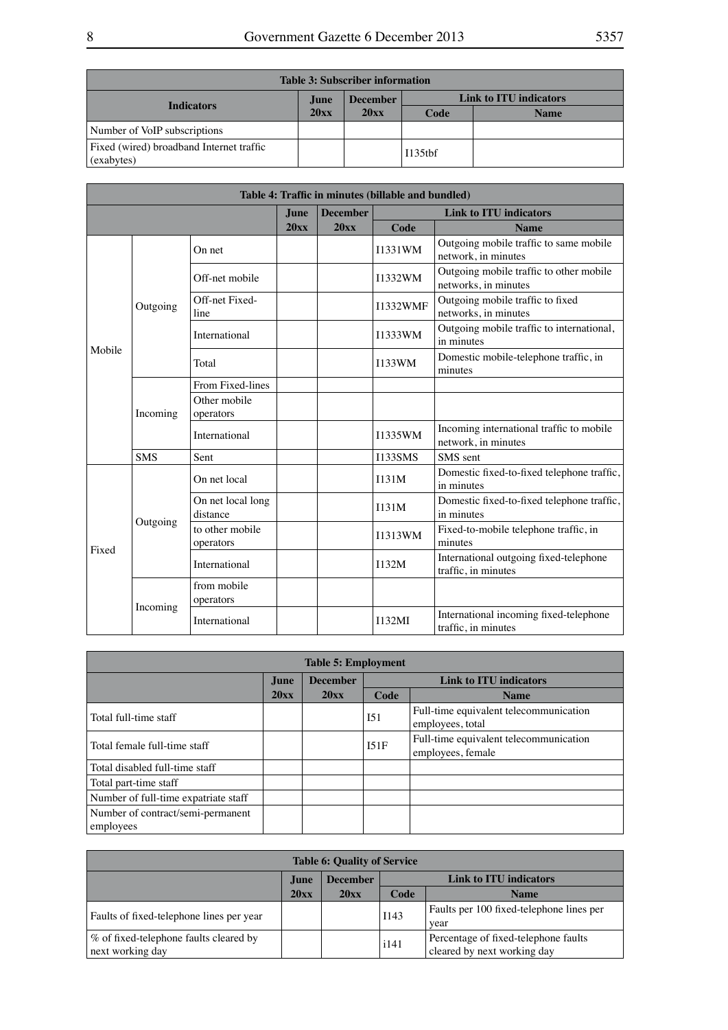| Table 3: Subscriber information | | | | |
|---|---|---|---|---|
| Indicators | June 20xx | December 20xx | Link to ITU indicators | |
| | | | Code | Name |
| Number of VoIP subscriptions | | | | |
| Fixed (wired) broadband Internet traffic (exabytes) | | | I135tbf | |

| Table 4: Traffic in minutes (billable and bundled) | | | | | | |
|---|---|---|---|---|---|---|
| | | | June 20xx | December 20xx | Link to ITU indicators | |
| | | | | | Code | Name |
| Mobile | Outgoing | On net | | | I1331WM | Outgoing mobile traffic to same mobile network, in minutes |
| | | Off-net mobile | | | I1332WM | Outgoing mobile traffic to other mobile networks, in minutes |
| | | Off-net Fixed-line | | | I1332WMF | Outgoing mobile traffic to fixed networks, in minutes |
| | | International | | | I1333WM | Outgoing mobile traffic to international, in minutes |
| | | Total | | | I133WM | Domestic mobile-telephone traffic, in minutes |
| | Incoming | From Fixed-lines | | | | |
| | | Other mobile operators | | | | |
| | | International | | | I1335WM | Incoming international traffic to mobile network, in minutes |
| | SMS | Sent | | | I133SMS | SMS sent |
| Fixed | Outgoing | On net local | | | I131M | Domestic fixed-to-fixed telephone traffic, in minutes |
| | | On net local long distance | | | I131M | Domestic fixed-to-fixed telephone traffic, in minutes |
| | | to other mobile operators | | | I1313WM | Fixed-to-mobile telephone traffic, in minutes |
| | | International | | | I132M | International outgoing fixed-telephone traffic, in minutes |
| | Incoming | from mobile operators | | | | |
| | | International | | | I132MI | International incoming fixed-telephone traffic, in minutes |

| Table 5: Employment | | | | |
|---|---|---|---|---|
| | June 20xx | December 20xx | Link to ITU indicators | |
| | | | Code | Name |
| Total full-time staff | | | I51 | Full-time equivalent telecommunication employees, total |
| Total female full-time staff | | | I51F | Full-time equivalent telecommunication employees, female |
| Total disabled full-time staff | | | | |
| Total part-time staff | | | | |
| Number of full-time expatriate staff | | | | |
| Number of contract/semi-permanent employees | | | | |

| Table 6: Quality of Service | | | | |
|---|---|---|---|---|
| | June 20xx | December 20xx | Link to ITU indicators | |
| | | | Code | Name |
| Faults of fixed-telephone lines per year | | | I143 | Faults per 100 fixed-telephone lines per year |
| % of fixed-telephone faults cleared by next working day | | | i141 | Percentage of fixed-telephone faults cleared by next working day |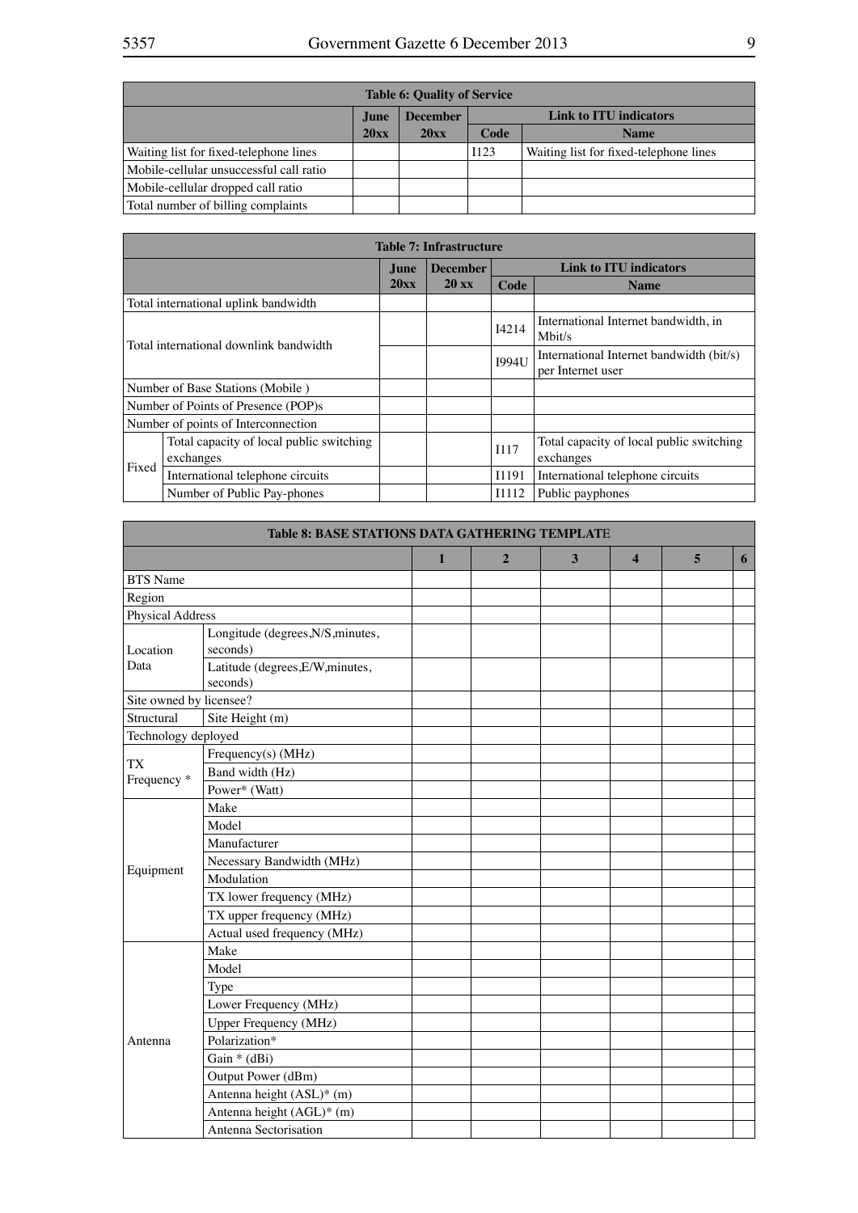| Table 6: Quality of Service | | | | |
|---|---|---|---|---|
| | June | December | Link to ITU indicators | |
| | 20xx | 20xx | Code | Name |
| Waiting list for fixed-telephone lines | | | I123 | Waiting list for fixed-telephone lines |
| Mobile-cellular unsuccessful call ratio | | | | |
| Mobile-cellular dropped call ratio | | | | |
| Total number of billing complaints | | | | |

| Table 7: Infrastructure | | | | | |
|---|---|---|---|---|---|
| | | June | December | Link to ITU indicators | |
| | | 20xx | 20 xx | Code | Name |
| Total international uplink bandwidth | | | | | |
| Total international downlink bandwidth | | | | I4214 | International Internet bandwidth, in Mbit/s |
| | | | | I994U | International Internet bandwidth (bit/s) per Internet user |
| Number of Base Stations (Mobile ) | | | | | |
| Number of Points of Presence (POP)s | | | | | |
| Number of points of Interconnection | | | | | |
| Fixed | Total capacity of local public switching exchanges | | | I117 | Total capacity of local public switching exchanges |
| | International telephone circuits | | | I1191 | International telephone circuits |
| | Number of Public Pay-phones | | | I1112 | Public payphones |

| Table 8: BASE STATIONS DATA GATHERING TEMPLATE | | | | | | | |
|---|---|---|---|---|---|---|---|
| | | 1 | 2 | 3 | 4 | 5 | 6 |
| BTS Name | | | | | | | |
| Region | | | | | | | |
| Physical Address | | | | | | | |
| Location Data | Longitude (degrees,N/S,minutes, seconds) | | | | | | |
| | Latitude (degrees,E/W,minutes, seconds) | | | | | | |
| Site owned by licensee? | | | | | | | |
| Structural | Site Height (m) | | | | | | |
| Technology deployed | | | | | | | |
| TX Frequency * | Frequency(s) (MHz) | | | | | | |
| | Band width (Hz) | | | | | | |
| | Power* (Watt) | | | | | | |
| Equipment | Make | | | | | | |
| | Model | | | | | | |
| | Manufacturer | | | | | | |
| | Necessary Bandwidth (MHz) | | | | | | |
| | Modulation | | | | | | |
| | TX lower frequency (MHz) | | | | | | |
| | TX upper frequency (MHz) | | | | | | |
| | Actual used frequency (MHz) | | | | | | |
| Antenna | Make | | | | | | |
| | Model | | | | | | |
| | Type | | | | | | |
| | Lower Frequency (MHz) | | | | | | |
| | Upper Frequency (MHz) | | | | | | |
| | Polarization* | | | | | | |
| | Gain * (dBi) | | | | | | |
| | Output Power (dBm) | | | | | | |
| | Antenna height (ASL)* (m) | | | | | | |
| | Antenna height (AGL)* (m) | | | | | | |
| | Antenna Sectorisation | | | | | | |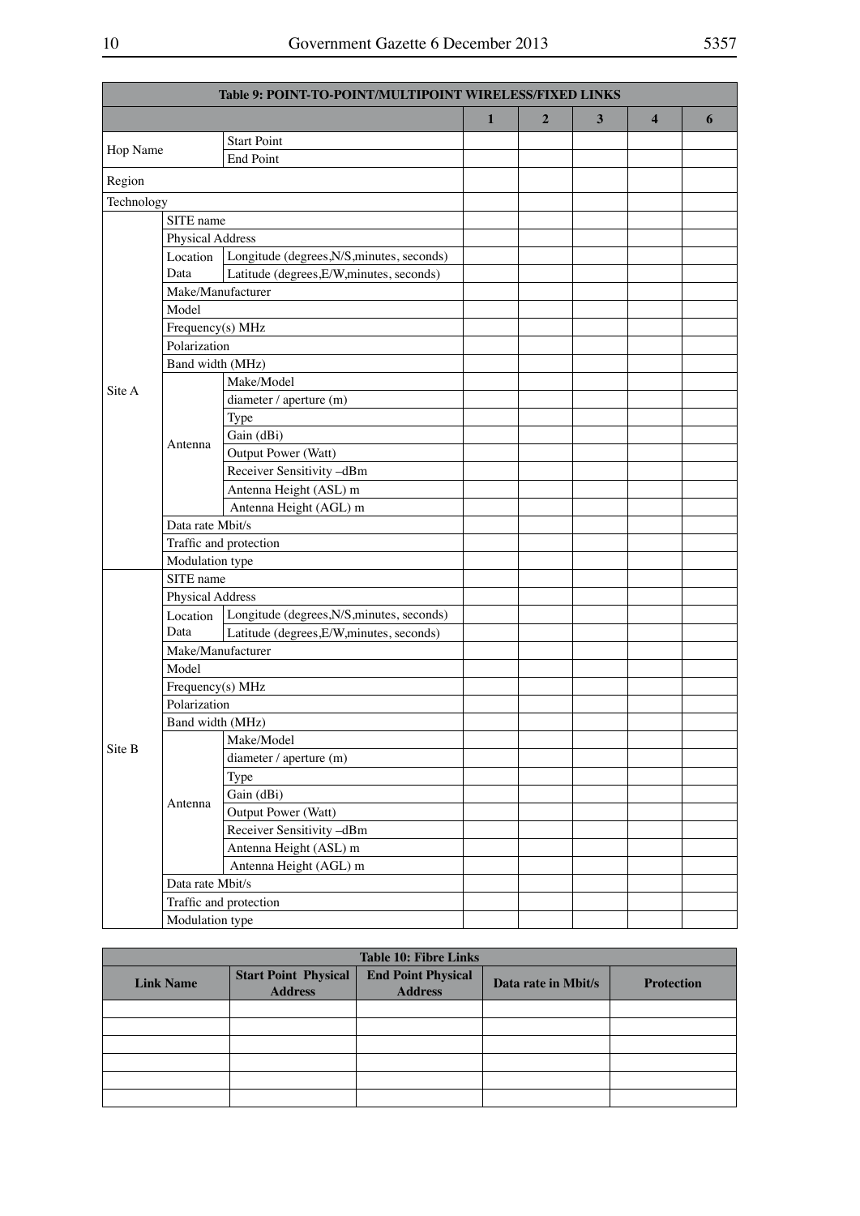| Table 9: POINT-TO-POINT/MULTIPOINT WIRELESS/FIXED LINKS | | | 1 | 2 | 3 | 4 | 6 |
|---|---|---|---|---|---|---|---|
| Hop Name | | Start Point | | | | | |
| | | End Point | | | | | |
| Region | | | | | | | |
| Technology | | | | | | | |
| Site A | SITE name | | | | | | |
| | Physical Address | | | | | | |
| | Location Data | Longitude (degrees,N/S,minutes, seconds) | | | | | |
| | | Latitude (degrees,E/W,minutes, seconds) | | | | | |
| | Make/Manufacturer | | | | | | |
| | Model | | | | | | |
| | Frequency(s) MHz | | | | | | |
| | Polarization | | | | | | |
| | Band width (MHz) | | | | | | |
| | Antenna | Make/Model | | | | | |
| | | diameter / aperture (m) | | | | | |
| | | Type | | | | | |
| | | Gain (dBi) | | | | | |
| | | Output Power (Watt) | | | | | |
| | | Receiver Sensitivity –dBm | | | | | |
| | | Antenna Height (ASL) m | | | | | |
| | | Antenna Height (AGL) m | | | | | |
| | Data rate Mbit/s | | | | | | |
| | Traffic and protection | | | | | | |
| | Modulation type | | | | | | |
| Site B | SITE name | | | | | | |
| | Physical Address | | | | | | |
| | Location Data | Longitude (degrees,N/S,minutes, seconds) | | | | | |
| | | Latitude (degrees,E/W,minutes, seconds) | | | | | |
| | Make/Manufacturer | | | | | | |
| | Model | | | | | | |
| | Frequency(s) MHz | | | | | | |
| | Polarization | | | | | | |
| | Band width (MHz) | | | | | | |
| | Antenna | Make/Model | | | | | |
| | | diameter / aperture (m) | | | | | |
| | | Type | | | | | |
| | | Gain (dBi) | | | | | |
| | | Output Power (Watt) | | | | | |
| | | Receiver Sensitivity –dBm | | | | | |
| | | Antenna Height (ASL) m | | | | | |
| | | Antenna Height (AGL) m | | | | | |
| | Data rate Mbit/s | | | | | | |
| | Traffic and protection | | | | | | |
| | Modulation type | | | | | | |

| Table 10: Fibre Links | | | | |
|---|---|---|---|---|
| **Link Name** | **Start Point Physical Address** | **End Point Physical Address** | **Data rate in Mbit/s** | **Protection** |
| | | | | |
| | | | | |
| | | | | |
| | | | | |
| | | | | |
| | | | | |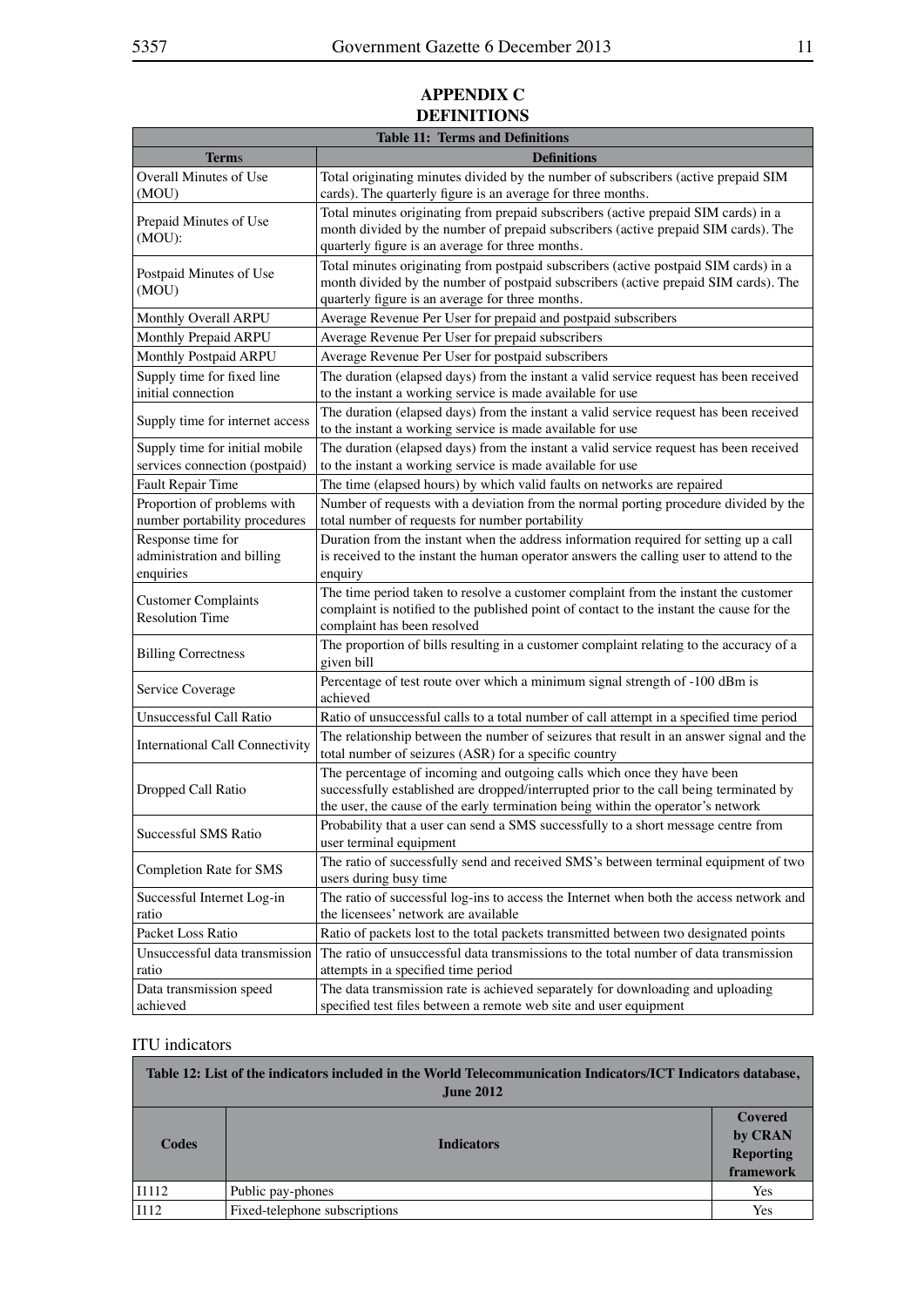# APPENDIX C
# DEFINITIONS

**Table 11: Terms and Definitions**

| Terms | Definitions |
|---|---|
| Overall Minutes of Use (MOU) | Total originating minutes divided by the number of subscribers (active prepaid SIM cards). The quarterly figure is an average for three months. |
| Prepaid Minutes of Use (MOU): | Total minutes originating from prepaid subscribers (active prepaid SIM cards) in a month divided by the number of prepaid subscribers (active prepaid SIM cards). The quarterly figure is an average for three months. |
| Postpaid Minutes of Use (MOU) | Total minutes originating from postpaid subscribers (active postpaid SIM cards) in a month divided by the number of postpaid subscribers (active prepaid SIM cards). The quarterly figure is an average for three months. |
| Monthly Overall ARPU | Average Revenue Per User for prepaid and postpaid subscribers |
| Monthly Prepaid ARPU | Average Revenue Per User for prepaid subscribers |
| Monthly Postpaid ARPU | Average Revenue Per User for postpaid subscribers |
| Supply time for fixed line initial connection | The duration (elapsed days) from the instant a valid service request has been received to the instant a working service is made available for use |
| Supply time for internet access | The duration (elapsed days) from the instant a valid service request has been received to the instant a working service is made available for use |
| Supply time for initial mobile services connection (postpaid) | The duration (elapsed days) from the instant a valid service request has been received to the instant a working service is made available for use |
| Fault Repair Time | The time (elapsed hours) by which valid faults on networks are repaired |
| Proportion of problems with number portability procedures | Number of requests with a deviation from the normal porting procedure divided by the total number of requests for number portability |
| Response time for administration and billing enquiries | Duration from the instant when the address information required for setting up a call is received to the instant the human operator answers the calling user to attend to the enquiry |
| Customer Complaints Resolution Time | The time period taken to resolve a customer complaint from the instant the customer complaint is notified to the published point of contact to the instant the cause for the complaint has been resolved |
| Billing Correctness | The proportion of bills resulting in a customer complaint relating to the accuracy of a given bill |
| Service Coverage | Percentage of test route over which a minimum signal strength of -100 dBm is achieved |
| Unsuccessful Call Ratio | Ratio of unsuccessful calls to a total number of call attempt in a specified time period |
| International Call Connectivity | The relationship between the number of seizures that result in an answer signal and the total number of seizures (ASR) for a specific country |
| Dropped Call Ratio | The percentage of incoming and outgoing calls which once they have been successfully established are dropped/interrupted prior to the call being terminated by the user, the cause of the early termination being within the operator's network |
| Successful SMS Ratio | Probability that a user can send a SMS successfully to a short message centre from user terminal equipment |
| Completion Rate for SMS | The ratio of successfully send and received SMS's between terminal equipment of two users during busy time |
| Successful Internet Log-in ratio | The ratio of successful log-ins to access the Internet when both the access network and the licensees' network are available |
| Packet Loss Ratio | Ratio of packets lost to the total packets transmitted between two designated points |
| Unsuccessful data transmission ratio | The ratio of unsuccessful data transmissions to the total number of data transmission attempts in a specified time period |
| Data transmission speed achieved | The data transmission rate is achieved separately for downloading and uploading specified test files between a remote web site and user equipment |

## ITU indicators

**Table 12: List of the indicators included in the World Telecommunication Indicators/ICT Indicators database, June 2012**

| Codes | Indicators | Covered by CRAN Reporting framework |
|---|---|---|
| I1112 | Public pay-phones | Yes |
| I112 | Fixed-telephone subscriptions | Yes |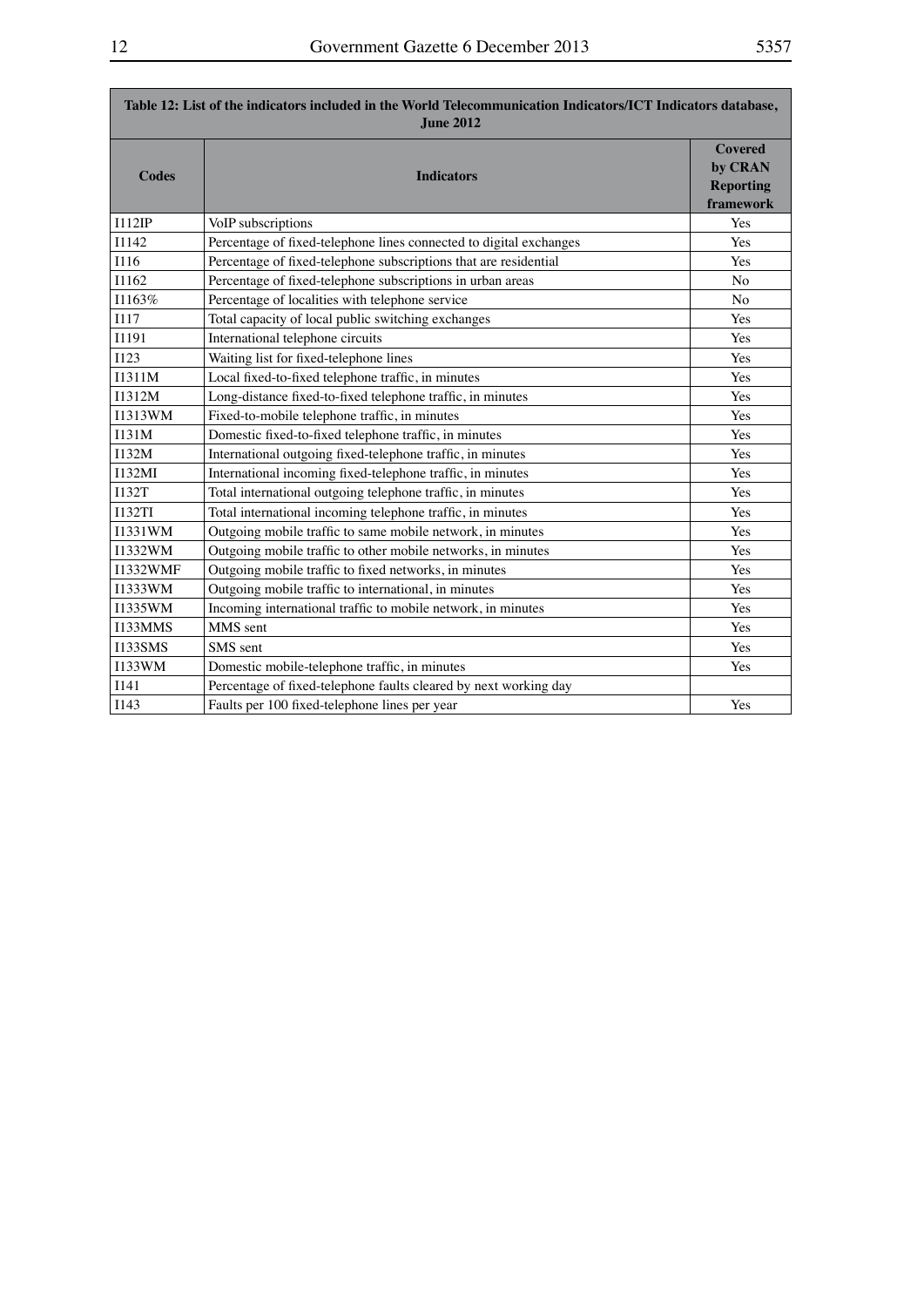| Table 12: List of the indicators included in the World Telecommunication Indicators/ICT Indicators database, June 2012 | | |
|---|---|---|
| **Codes** | **Indicators** | **Covered by CRAN Reporting framework** |
| I112IP | VoIP subscriptions | Yes |
| I1142 | Percentage of fixed-telephone lines connected to digital exchanges | Yes |
| I116 | Percentage of fixed-telephone subscriptions that are residential | Yes |
| I1162 | Percentage of fixed-telephone subscriptions in urban areas | No |
| I1163% | Percentage of localities with telephone service | No |
| I117 | Total capacity of local public switching exchanges | Yes |
| I1191 | International telephone circuits | Yes |
| I123 | Waiting list for fixed-telephone lines | Yes |
| I1311M | Local fixed-to-fixed telephone traffic, in minutes | Yes |
| I1312M | Long-distance fixed-to-fixed telephone traffic, in minutes | Yes |
| I1313WM | Fixed-to-mobile telephone traffic, in minutes | Yes |
| I131M | Domestic fixed-to-fixed telephone traffic, in minutes | Yes |
| I132M | International outgoing fixed-telephone traffic, in minutes | Yes |
| I132MI | International incoming fixed-telephone traffic, in minutes | Yes |
| I132T | Total international outgoing telephone traffic, in minutes | Yes |
| I132TI | Total international incoming telephone traffic, in minutes | Yes |
| I1331WM | Outgoing mobile traffic to same mobile network, in minutes | Yes |
| I1332WM | Outgoing mobile traffic to other mobile networks, in minutes | Yes |
| I1332WMF | Outgoing mobile traffic to fixed networks, in minutes | Yes |
| I1333WM | Outgoing mobile traffic to international, in minutes | Yes |
| I1335WM | Incoming international traffic to mobile network, in minutes | Yes |
| I133MMS | MMS sent | Yes |
| I133SMS | SMS sent | Yes |
| I133WM | Domestic mobile-telephone traffic, in minutes | Yes |
| I141 | Percentage of fixed-telephone faults cleared by next working day | |
| I143 | Faults per 100 fixed-telephone lines per year | Yes |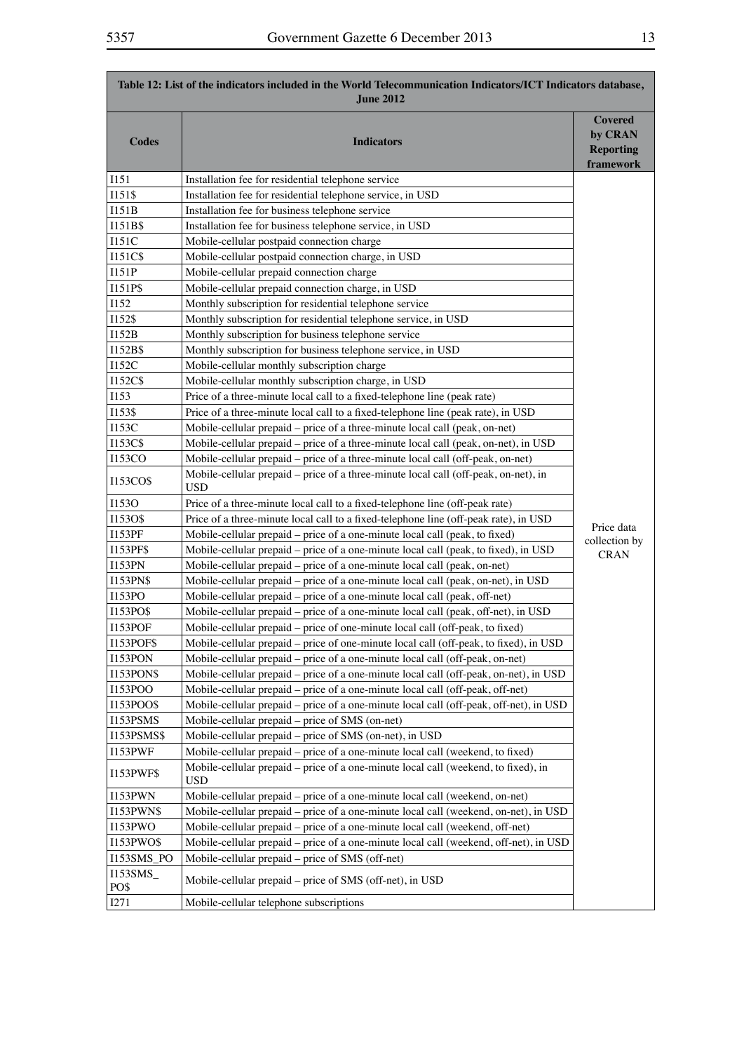| Table 12: List of the indicators included in the World Telecommunication Indicators/ICT Indicators database, June 2012 | | |
|---|---|---|
| **Codes** | **Indicators** | **Covered by CRAN Reporting framework** |
| I151 | Installation fee for residential telephone service | Price data collection by CRAN |
| I151$ | Installation fee for residential telephone service, in USD | |
| I151B | Installation fee for business telephone service | |
| I151B$ | Installation fee for business telephone service, in USD | |
| I151C | Mobile-cellular postpaid connection charge | |
| I151C$ | Mobile-cellular postpaid connection charge, in USD | |
| I151P | Mobile-cellular prepaid connection charge | |
| I151P$ | Mobile-cellular prepaid connection charge, in USD | |
| I152 | Monthly subscription for residential telephone service | |
| I152$ | Monthly subscription for residential telephone service, in USD | |
| I152B | Monthly subscription for business telephone service | |
| I152B$ | Monthly subscription for business telephone service, in USD | |
| I152C | Mobile-cellular monthly subscription charge | |
| I152C$ | Mobile-cellular monthly subscription charge, in USD | |
| I153 | Price of a three-minute local call to a fixed-telephone line (peak rate) | |
| I153$ | Price of a three-minute local call to a fixed-telephone line (peak rate), in USD | |
| I153C | Mobile-cellular prepaid – price of a three-minute local call (peak, on-net) | |
| I153C$ | Mobile-cellular prepaid – price of a three-minute local call (peak, on-net), in USD | |
| I153CO | Mobile-cellular prepaid – price of a three-minute local call (off-peak, on-net) | |
| I153CO$ | Mobile-cellular prepaid – price of a three-minute local call (off-peak, on-net), in USD | |
| I153O | Price of a three-minute local call to a fixed-telephone line (off-peak rate) | |
| I153O$ | Price of a three-minute local call to a fixed-telephone line (off-peak rate), in USD | |
| I153PF | Mobile-cellular prepaid – price of a one-minute local call (peak, to fixed) | |
| I153PF$ | Mobile-cellular prepaid – price of a one-minute local call (peak, to fixed), in USD | |
| I153PN | Mobile-cellular prepaid – price of a one-minute local call (peak, on-net) | |
| I153PN$ | Mobile-cellular prepaid – price of a one-minute local call (peak, on-net), in USD | |
| I153PO | Mobile-cellular prepaid – price of a one-minute local call (peak, off-net) | |
| I153PO$ | Mobile-cellular prepaid – price of a one-minute local call (peak, off-net), in USD | |
| I153POF | Mobile-cellular prepaid – price of one-minute local call (off-peak, to fixed) | |
| I153POF$ | Mobile-cellular prepaid – price of one-minute local call (off-peak, to fixed), in USD | |
| I153PON | Mobile-cellular prepaid – price of a one-minute local call (off-peak, on-net) | |
| I153PON$ | Mobile-cellular prepaid – price of a one-minute local call (off-peak, on-net), in USD | |
| I153POO | Mobile-cellular prepaid – price of a one-minute local call (off-peak, off-net) | |
| I153POO$ | Mobile-cellular prepaid – price of a one-minute local call (off-peak, off-net), in USD | |
| I153PSMS | Mobile-cellular prepaid – price of SMS (on-net) | |
| I153PSMS$ | Mobile-cellular prepaid – price of SMS (on-net), in USD | |
| I153PWF | Mobile-cellular prepaid – price of a one-minute local call (weekend, to fixed) | |
| I153PWF$ | Mobile-cellular prepaid – price of a one-minute local call (weekend, to fixed), in USD | |
| I153PWN | Mobile-cellular prepaid – price of a one-minute local call (weekend, on-net) | |
| I153PWN$ | Mobile-cellular prepaid – price of a one-minute local call (weekend, on-net), in USD | |
| I153PWO | Mobile-cellular prepaid – price of a one-minute local call (weekend, off-net) | |
| I153PWO$ | Mobile-cellular prepaid – price of a one-minute local call (weekend, off-net), in USD | |
| I153SMS_PO | Mobile-cellular prepaid – price of SMS (off-net) | |
| I153SMS_PO$ | Mobile-cellular prepaid – price of SMS (off-net), in USD | |
| I271 | Mobile-cellular telephone subscriptions | |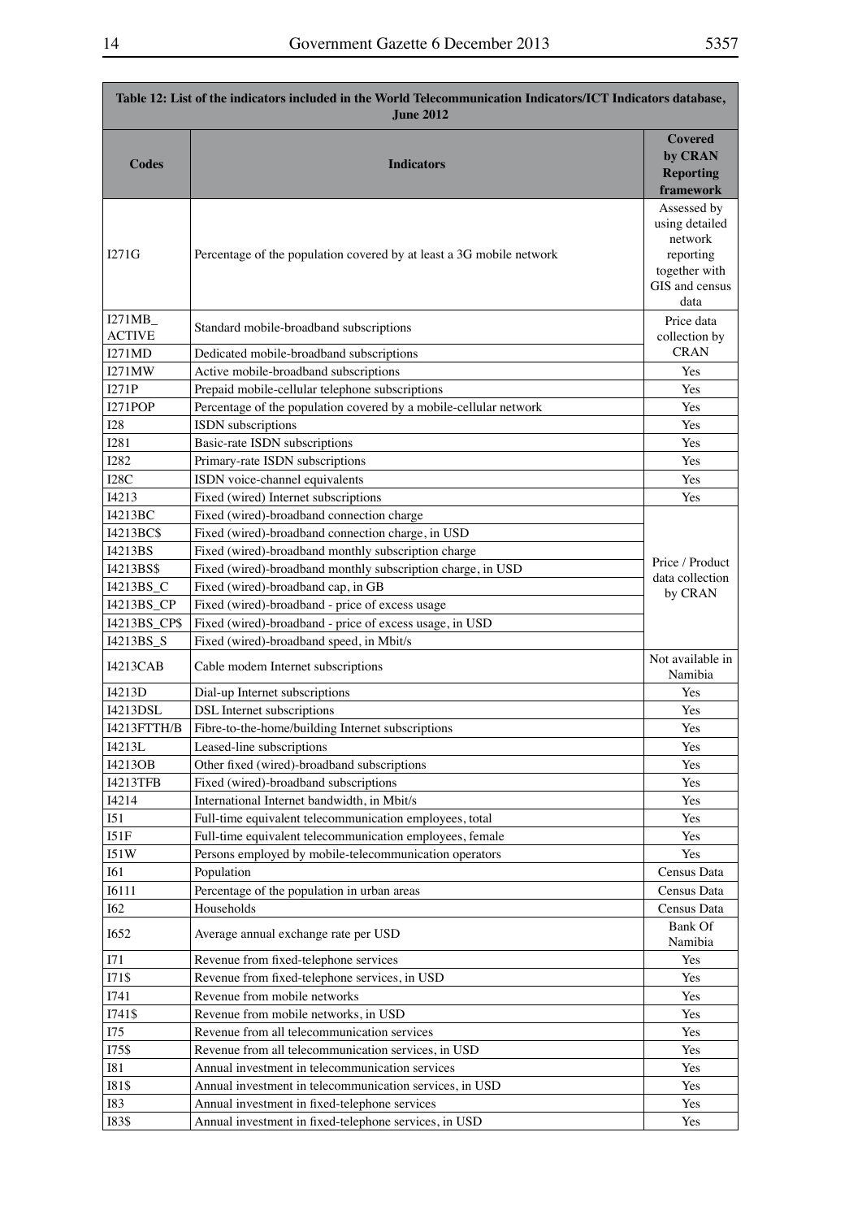| Table 12: List of the indicators included in the World Telecommunication Indicators/ICT Indicators database, June 2012 | | |
|---|---|---|
| **Codes** | **Indicators** | **Covered by CRAN Reporting framework** |
| I271G | Percentage of the population covered by at least a 3G mobile network | Assessed by using detailed network reporting together with GIS and census data |
| I271MB_ACTIVE | Standard mobile-broadband subscriptions | Price data collection by CRAN |
| I271MD | Dedicated mobile-broadband subscriptions | |
| I271MW | Active mobile-broadband subscriptions | Yes |
| I271P | Prepaid mobile-cellular telephone subscriptions | Yes |
| I271POP | Percentage of the population covered by a mobile-cellular network | Yes |
| I28 | ISDN subscriptions | Yes |
| I281 | Basic-rate ISDN subscriptions | Yes |
| I282 | Primary-rate ISDN subscriptions | Yes |
| I28C | ISDN voice-channel equivalents | Yes |
| I4213 | Fixed (wired) Internet subscriptions | Yes |
| I4213BC | Fixed (wired)-broadband connection charge | Price / Product data collection by CRAN |
| I4213BC$ | Fixed (wired)-broadband connection charge, in USD | |
| I4213BS | Fixed (wired)-broadband monthly subscription charge | |
| I4213BS$ | Fixed (wired)-broadband monthly subscription charge, in USD | |
| I4213BS_C | Fixed (wired)-broadband cap, in GB | |
| I4213BS_CP | Fixed (wired)-broadband - price of excess usage | |
| I4213BS_CP$ | Fixed (wired)-broadband - price of excess usage, in USD | |
| I4213BS_S | Fixed (wired)-broadband speed, in Mbit/s | |
| I4213CAB | Cable modem Internet subscriptions | Not available in Namibia |
| I4213D | Dial-up Internet subscriptions | Yes |
| I4213DSL | DSL Internet subscriptions | Yes |
| I4213FTTH/B | Fibre-to-the-home/building Internet subscriptions | Yes |
| I4213L | Leased-line subscriptions | Yes |
| I4213OB | Other fixed (wired)-broadband subscriptions | Yes |
| I4213TFB | Fixed (wired)-broadband subscriptions | Yes |
| I4214 | International Internet bandwidth, in Mbit/s | Yes |
| I51 | Full-time equivalent telecommunication employees, total | Yes |
| I51F | Full-time equivalent telecommunication employees, female | Yes |
| I51W | Persons employed by mobile-telecommunication operators | Yes |
| I61 | Population | Census Data |
| I6111 | Percentage of the population in urban areas | Census Data |
| I62 | Households | Census Data |
| I652 | Average annual exchange rate per USD | Bank Of Namibia |
| I71 | Revenue from fixed-telephone services | Yes |
| I71$ | Revenue from fixed-telephone services, in USD | Yes |
| I741 | Revenue from mobile networks | Yes |
| I741$ | Revenue from mobile networks, in USD | Yes |
| I75 | Revenue from all telecommunication services | Yes |
| I75$ | Revenue from all telecommunication services, in USD | Yes |
| I81 | Annual investment in telecommunication services | Yes |
| I81$ | Annual investment in telecommunication services, in USD | Yes |
| I83 | Annual investment in fixed-telephone services | Yes |
| I83$ | Annual investment in fixed-telephone services, in USD | Yes |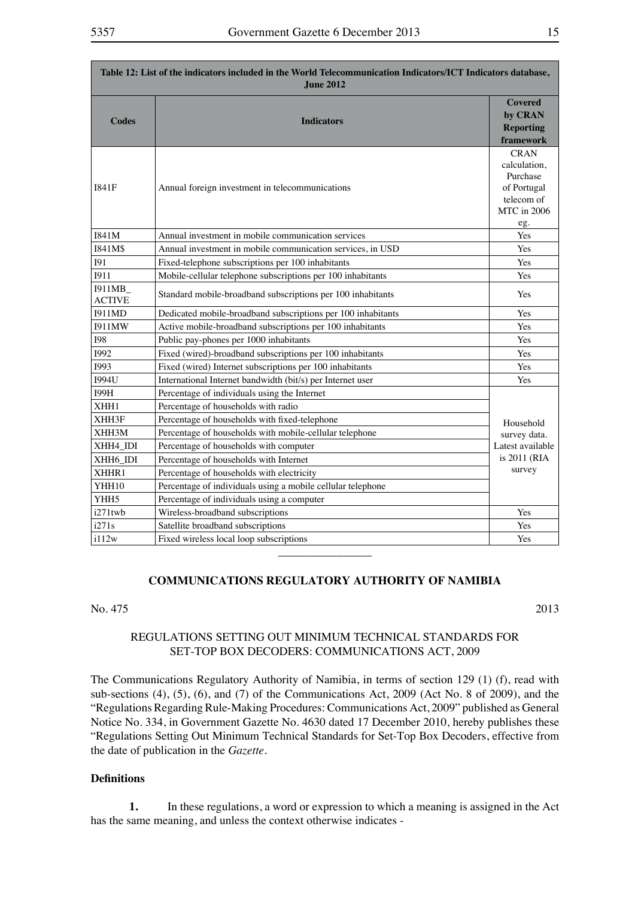| Table 12: List of the indicators included in the World Telecommunication Indicators/ICT Indicators database, June 2012 | | |
|---|---|---|
| **Codes** | **Indicators** | **Covered by CRAN Reporting framework** |
| I841F | Annual foreign investment in telecommunications | CRAN calculation, Purchase of Portugal telecom of MTC in 2006 eg. |
| I841M | Annual investment in mobile communication services | Yes |
| I841M$ | Annual investment in mobile communication services, in USD | Yes |
| I91 | Fixed-telephone subscriptions per 100 inhabitants | Yes |
| I911 | Mobile-cellular telephone subscriptions per 100 inhabitants | Yes |
| I911MB_ACTIVE | Standard mobile-broadband subscriptions per 100 inhabitants | Yes |
| I911MD | Dedicated mobile-broadband subscriptions per 100 inhabitants | Yes |
| I911MW | Active mobile-broadband subscriptions per 100 inhabitants | Yes |
| I98 | Public pay-phones per 1000 inhabitants | Yes |
| I992 | Fixed (wired)-broadband subscriptions per 100 inhabitants | Yes |
| I993 | Fixed (wired) Internet subscriptions per 100 inhabitants | Yes |
| I994U | International Internet bandwidth (bit/s) per Internet user | Yes |
| I99H | Percentage of individuals using the Internet | Household survey data. Latest available is 2011 (RIA survey |
| XHH1 | Percentage of households with radio | |
| XHH3F | Percentage of households with fixed-telephone | |
| XHH3M | Percentage of households with mobile-cellular telephone | |
| XHH4_IDI | Percentage of households with computer | |
| XHH6_IDI | Percentage of households with Internet | |
| XHHR1 | Percentage of households with electricity | |
| YHH10 | Percentage of individuals using a mobile cellular telephone | |
| YHH5 | Percentage of individuals using a computer | |
| i271twb | Wireless-broadband subscriptions | Yes |
| i271s | Satellite broadband subscriptions | Yes |
| i112w | Fixed wireless local loop subscriptions | Yes |

---

## COMMUNICATIONS REGULATORY AUTHORITY OF NAMIBIA

No. 475 2013

### REGULATIONS SETTING OUT MINIMUM TECHNICAL STANDARDS FOR SET-TOP BOX DECODERS: COMMUNICATIONS ACT, 2009

The Communications Regulatory Authority of Namibia, in terms of section 129 (1) (f), read with sub-sections (4), (5), (6), and (7) of the Communications Act, 2009 (Act No. 8 of 2009), and the "Regulations Regarding Rule-Making Procedures: Communications Act, 2009" published as General Notice No. 334, in Government Gazette No. 4630 dated 17 December 2010, hereby publishes these "Regulations Setting Out Minimum Technical Standards for Set-Top Box Decoders, effective from the date of publication in the *Gazette*.

**Definitions**

**1.** In these regulations, a word or expression to which a meaning is assigned in the Act has the same meaning, and unless the context otherwise indicates -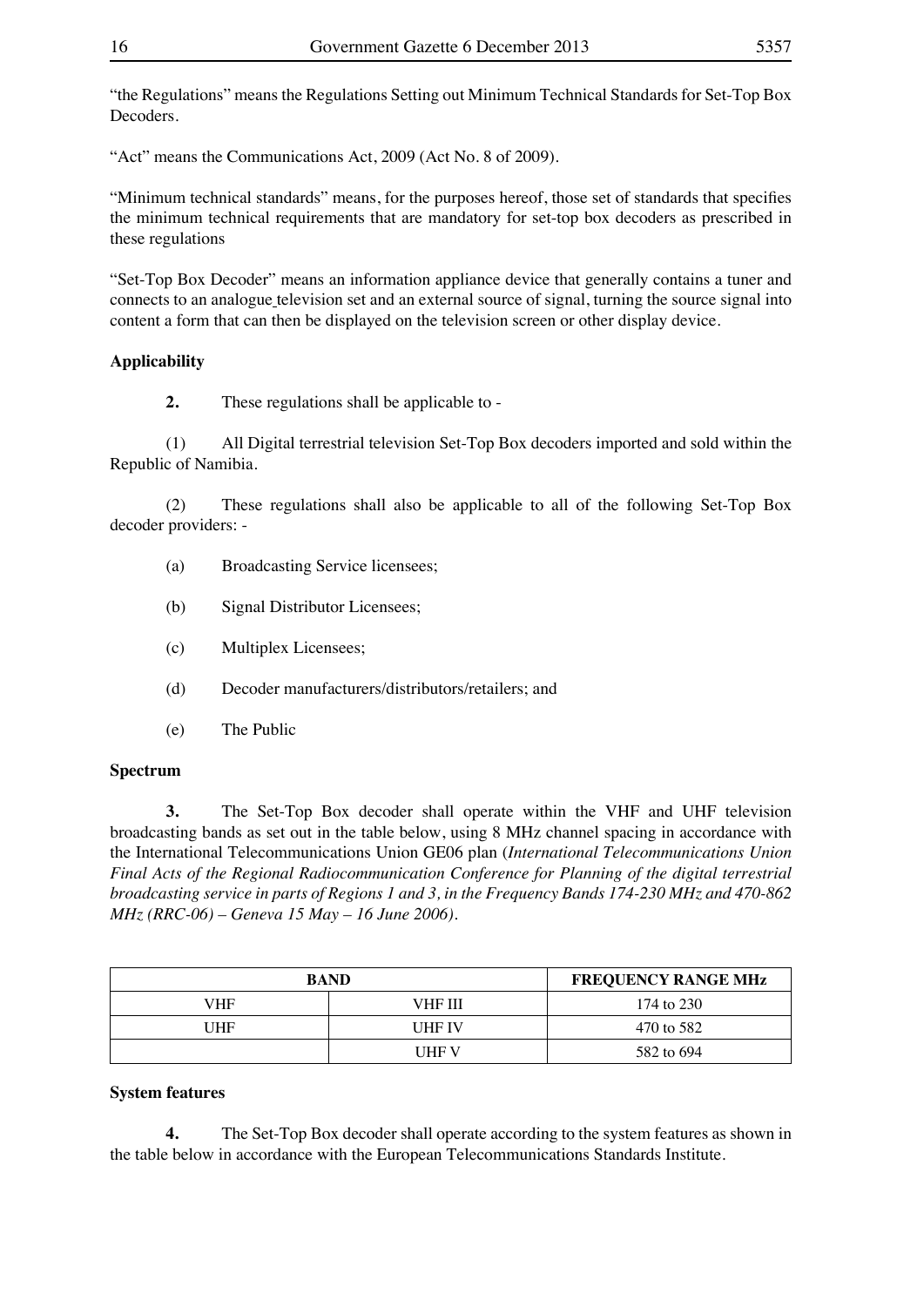"the Regulations" means the Regulations Setting out Minimum Technical Standards for Set-Top Box Decoders.

"Act" means the Communications Act, 2009 (Act No. 8 of 2009).

"Minimum technical standards" means, for the purposes hereof, those set of standards that specifies the minimum technical requirements that are mandatory for set-top box decoders as prescribed in these regulations

"Set-Top Box Decoder" means an information appliance device that generally contains a tuner and connects to an analogue television set and an external source of signal, turning the source signal into content a form that can then be displayed on the television screen or other display device.

**Applicability**

**2.** These regulations shall be applicable to -

(1) All Digital terrestrial television Set-Top Box decoders imported and sold within the Republic of Namibia.

(2) These regulations shall also be applicable to all of the following Set-Top Box decoder providers: -

(a) Broadcasting Service licensees;

(b) Signal Distributor Licensees;

(c) Multiplex Licensees;

(d) Decoder manufacturers/distributors/retailers; and

(e) The Public

**Spectrum**

**3.** The Set-Top Box decoder shall operate within the VHF and UHF television broadcasting bands as set out in the table below, using 8 MHz channel spacing in accordance with the International Telecommunications Union GE06 plan (*International Telecommunications Union Final Acts of the Regional Radiocommunication Conference for Planning of the digital terrestrial broadcasting service in parts of Regions 1 and 3, in the Frequency Bands 174-230 MHz and 470-862 MHz (RRC-06) – Geneva 15 May – 16 June 2006)*.

| BAND | | FREQUENCY RANGE MHz |
|---|---|---|
| VHF | VHF III | 174 to 230 |
| UHF | UHF IV | 470 to 582 |
| | UHF V | 582 to 694 |

**System features**

**4.** The Set-Top Box decoder shall operate according to the system features as shown in the table below in accordance with the European Telecommunications Standards Institute.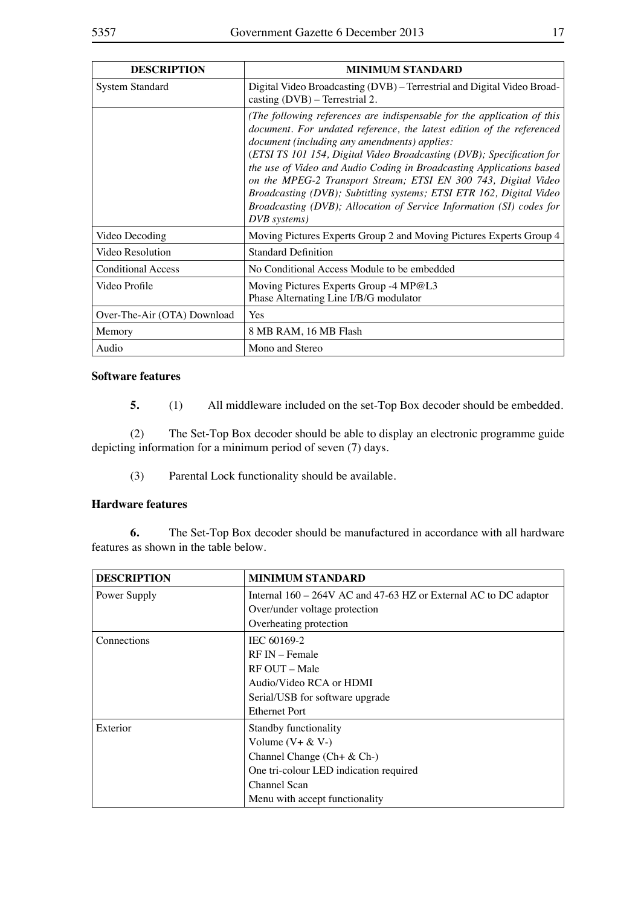| DESCRIPTION | MINIMUM STANDARD |
|---|---|
| System Standard | Digital Video Broadcasting (DVB) – Terrestrial and Digital Video Broadcasting (DVB) – Terrestrial 2. |
| | *(The following references are indispensable for the application of this document. For undated reference, the latest edition of the referenced document (including any amendments) applies:* *(ETSI TS 101 154, Digital Video Broadcasting (DVB); Specification for the use of Video and Audio Coding in Broadcasting Applications based on the MPEG-2 Transport Stream; ETSI EN 300 743, Digital Video Broadcasting (DVB); Subtitling systems; ETSI ETR 162, Digital Video Broadcasting (DVB); Allocation of Service Information (SI) codes for DVB systems)* |
| Video Decoding | Moving Pictures Experts Group 2 and Moving Pictures Experts Group 4 |
| Video Resolution | Standard Definition |
| Conditional Access | No Conditional Access Module to be embedded |
| Video Profile | Moving Pictures Experts Group -4 MP@L3<br>Phase Alternating Line I/B/G modulator |
| Over-The-Air (OTA) Download | Yes |
| Memory | 8 MB RAM, 16 MB Flash |
| Audio | Mono and Stereo |

**Software features**

**5.** (1) All middleware included on the set-Top Box decoder should be embedded.

(2) The Set-Top Box decoder should be able to display an electronic programme guide depicting information for a minimum period of seven (7) days.

(3) Parental Lock functionality should be available.

**Hardware features**

**6.** The Set-Top Box decoder should be manufactured in accordance with all hardware features as shown in the table below.

| DESCRIPTION | MINIMUM STANDARD |
|---|---|
| Power Supply | Internal 160 – 264V AC and 47-63 HZ or External AC to DC adaptor<br>Over/under voltage protection<br>Overheating protection |
| Connections | IEC 60169-2<br>RF IN – Female<br>RF OUT – Male<br>Audio/Video RCA or HDMI<br>Serial/USB for software upgrade<br>Ethernet Port |
| Exterior | Standby functionality<br>Volume (V+ & V-)<br>Channel Change (Ch+ & Ch-)<br>One tri-colour LED indication required<br>Channel Scan<br>Menu with accept functionality |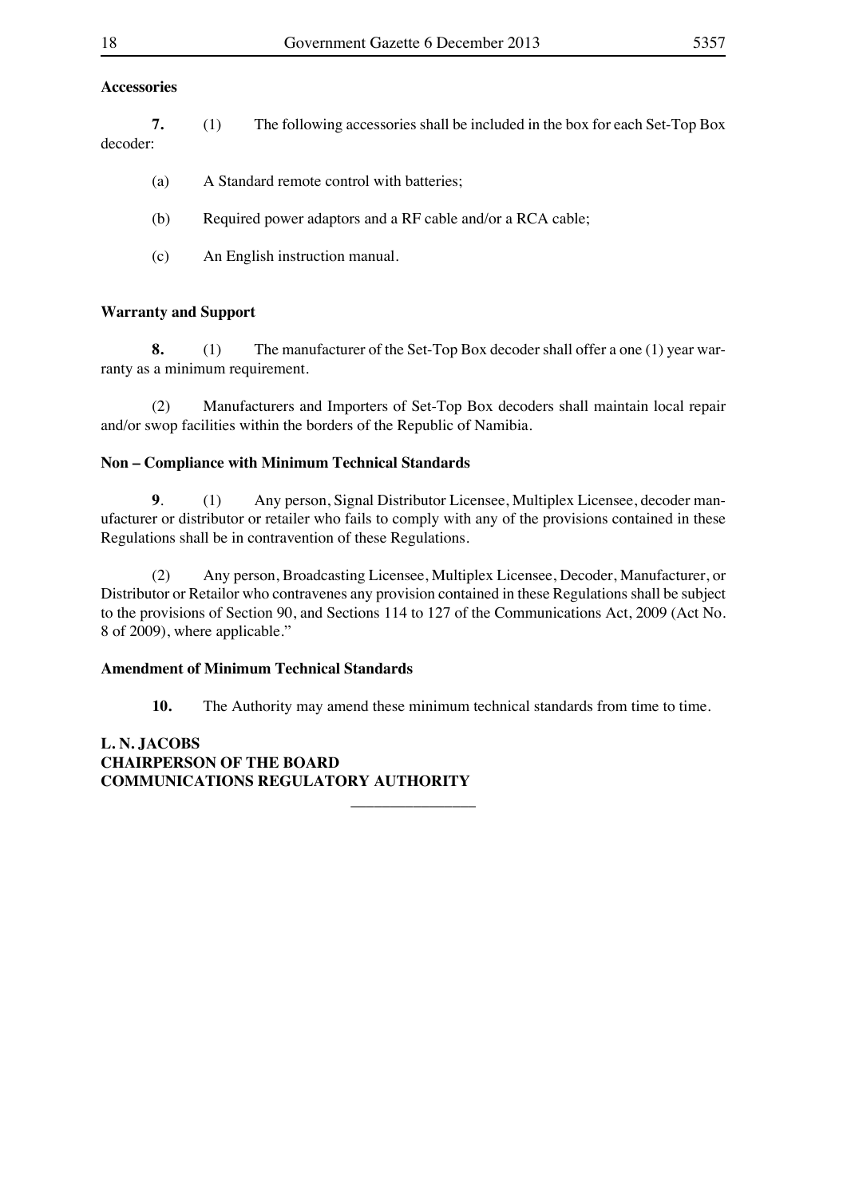**Accessories**

**7.** (1) The following accessories shall be included in the box for each Set-Top Box decoder:

(a) A Standard remote control with batteries;

(b) Required power adaptors and a RF cable and/or a RCA cable;

(c) An English instruction manual.

**Warranty and Support**

**8.** (1) The manufacturer of the Set-Top Box decoder shall offer a one (1) year warranty as a minimum requirement.

(2) Manufacturers and Importers of Set-Top Box decoders shall maintain local repair and/or swop facilities within the borders of the Republic of Namibia.

**Non – Compliance with Minimum Technical Standards**

**9**. (1) Any person, Signal Distributor Licensee, Multiplex Licensee, decoder manufacturer or distributor or retailer who fails to comply with any of the provisions contained in these Regulations shall be in contravention of these Regulations.

(2) Any person, Broadcasting Licensee, Multiplex Licensee, Decoder, Manufacturer, or Distributor or Retailor who contravenes any provision contained in these Regulations shall be subject to the provisions of Section 90, and Sections 114 to 127 of the Communications Act, 2009 (Act No. 8 of 2009), where applicable."

**Amendment of Minimum Technical Standards**

**10.** The Authority may amend these minimum technical standards from time to time.

**L. N. JACOBS**
**CHAIRPERSON OF THE BOARD**
**COMMUNICATIONS REGULATORY AUTHORITY**

________________